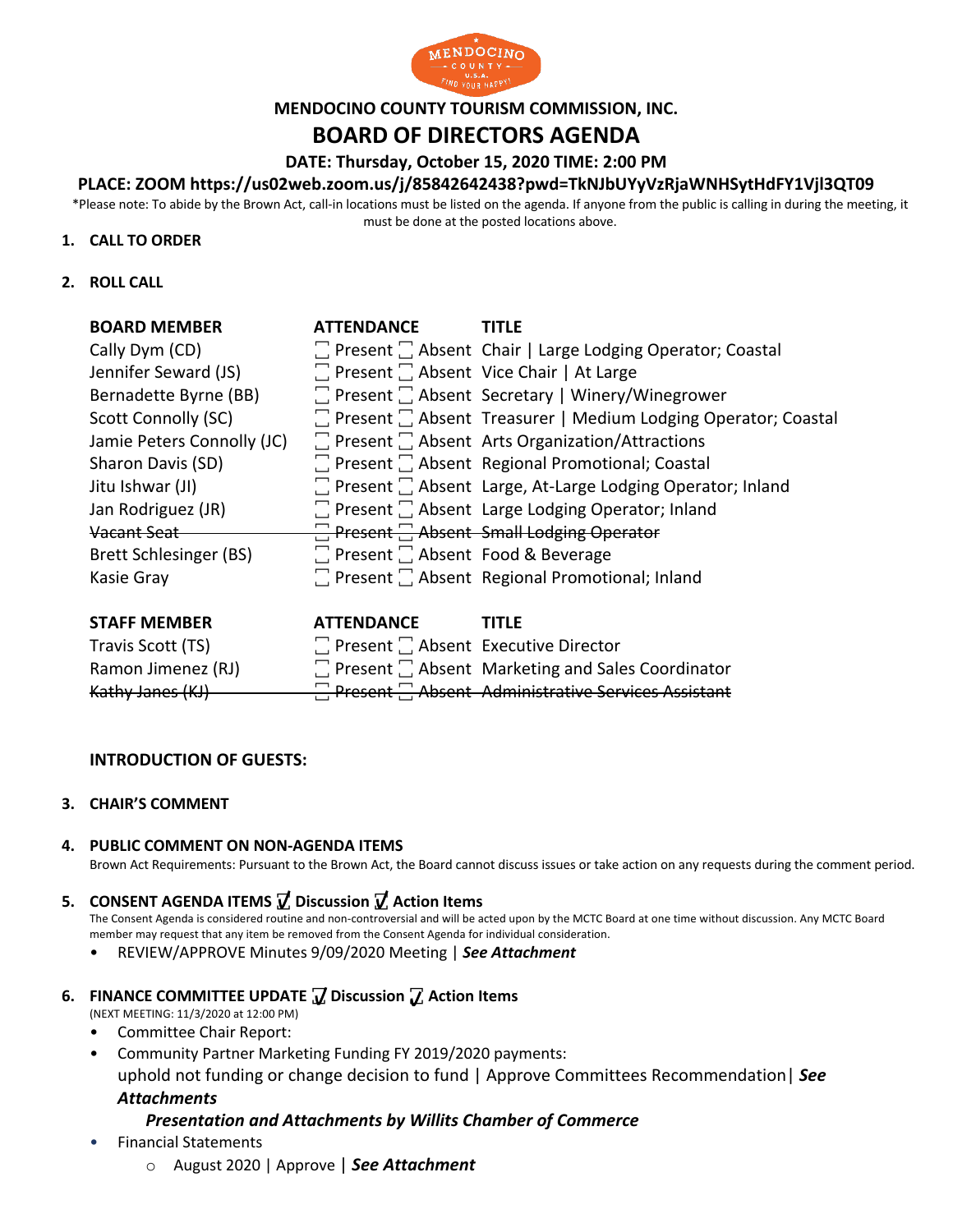# MENDOCINO COUNTY TOURISM COMMISSION, INC.

## BOARD OF DIRECTORS AGENDA

**DATE: Thursday, October 15, 2020 TIME: 2:00 PM**

**PLACE: ZOOM https://us02web.zoom.us/j/85842642438?pwd=TkNJbUYyVzRjaWNHSytHdFY1Vjl3QT09**

*Please note: To abide by the Brown Act, call-in locations must be listed on the agenda. If anyone from the public is calling in during the meeting, it must be done at the posted locations above.

1. **CALL TO ORDER**

2. **ROLL CALL**

| BOARD MEMBER | ATTENDANCE | TITLE |
|---|---|---|
| Cally Dym (CD) | ☐ Present ☐ Absent | Chair \| Large Lodging Operator; Coastal |
| Jennifer Seward (JS) | ☐ Present ☐ Absent | Vice Chair \| At Large |
| Bernadette Byrne (BB) | ☐ Present ☐ Absent | Secretary \| Winery/Winegrower |
| Scott Connolly (SC) | ☐ Present ☐ Absent | Treasurer \| Medium Lodging Operator; Coastal |
| Jamie Peters Connolly (JC) | ☐ Present ☐ Absent | Arts Organization/Attractions |
| Sharon Davis (SD) | ☐ Present ☐ Absent | Regional Promotional; Coastal |
| Jitu Ishwar (JI) | ☐ Present ☐ Absent | Large, At-Large Lodging Operator; Inland |
| Jan Rodriguez (JR) | ☐ Present ☐ Absent | Large Lodging Operator; Inland |
| ~~Vacant Seat~~ | ~~☐ Present ☐ Absent~~ | ~~Small Lodging Operator~~ |
| Brett Schlesinger (BS) | ☐ Present ☐ Absent | Food & Beverage |
| Kasie Gray | ☐ Present ☐ Absent | Regional Promotional; Inland |

| STAFF MEMBER | ATTENDANCE | TITLE |
|---|---|---|
| Travis Scott (TS) | ☐ Present ☐ Absent | Executive Director |
| Ramon Jimenez (RJ) | ☐ Present ☐ Absent | Marketing and Sales Coordinator |
| ~~Kathy Janes (KJ)~~ | ~~☐ Present ☐ Absent~~ | ~~Administrative Services Assistant~~ |

**INTRODUCTION OF GUESTS:**

3. **CHAIR'S COMMENT**

4. **PUBLIC COMMENT ON NON-AGENDA ITEMS**
   Brown Act Requirements: Pursuant to the Brown Act, the Board cannot discuss issues or take action on any requests during the comment period.

5. **CONSENT AGENDA ITEMS ☑ Discussion ☑ Action Items**
   The Consent Agenda is considered routine and non-controversial and will be acted upon by the MCTC Board at one time without discussion. Any MCTC Board member may request that any item be removed from the Consent Agenda for individual consideration.
   - REVIEW/APPROVE Minutes 9/09/2020 Meeting | ***See Attachment***

6. **FINANCE COMMITTEE UPDATE ☑ Discussion ☑ Action Items**
   (NEXT MEETING: 11/3/2020 at 12:00 PM)
   - Committee Chair Report:
   - Community Partner Marketing Funding FY 2019/2020 payments: uphold not funding or change decision to fund | Approve Committees Recommendation| ***See Attachments***

     ***Presentation and Attachments by Willits Chamber of Commerce***
   - Financial Statements
     - August 2020 | Approve | ***See Attachment***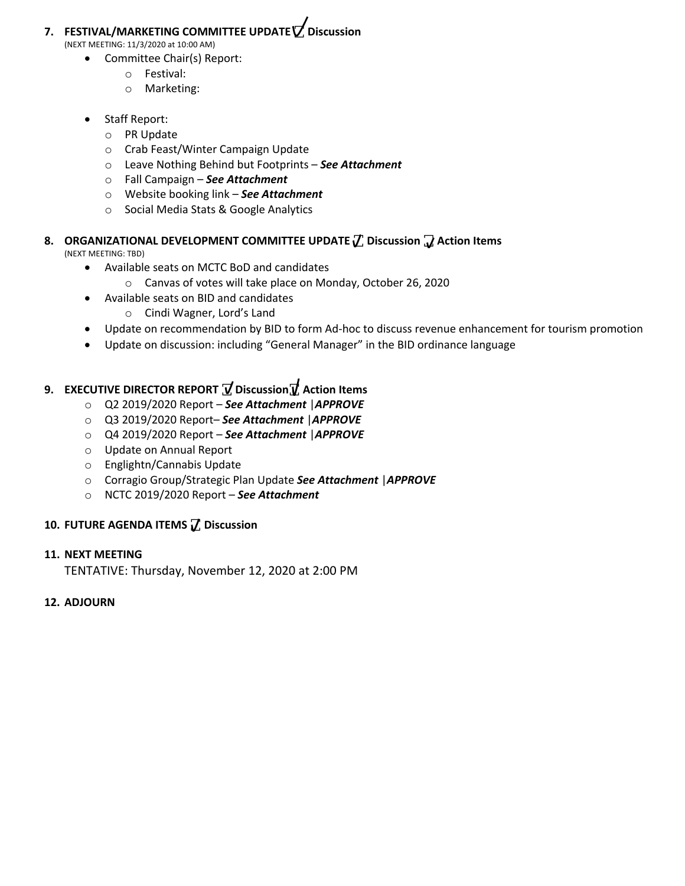7. **FESTIVAL/MARKETING COMMITTEE UPDATE ☑ Discussion**
(NEXT MEETING: 11/3/2020 at 10:00 AM)

- Committee Chair(s) Report:
  - Festival:
  - Marketing:
- Staff Report:
  - PR Update
  - Crab Feast/Winter Campaign Update
  - Leave Nothing Behind but Footprints – ***See Attachment***
  - Fall Campaign – ***See Attachment***
  - Website booking link – ***See Attachment***
  - Social Media Stats & Google Analytics

8. **ORGANIZATIONAL DEVELOPMENT COMMITTEE UPDATE ☑ Discussion ☑ Action Items**
(NEXT MEETING: TBD)

- Available seats on MCTC BoD and candidates
  - Canvas of votes will take place on Monday, October 26, 2020
- Available seats on BID and candidates
  - Cindi Wagner, Lord's Land
- Update on recommendation by BID to form Ad-hoc to discuss revenue enhancement for tourism promotion
- Update on discussion: including "General Manager" in the BID ordinance language

9. **EXECUTIVE DIRECTOR REPORT ☑ Discussion ☑ Action Items**
   - Q2 2019/2020 Report – ***See Attachment*** |***APPROVE***
   - Q3 2019/2020 Report– ***See Attachment*** |***APPROVE***
   - Q4 2019/2020 Report – ***See Attachment*** |***APPROVE***
   - Update on Annual Report
   - Englightn/Cannabis Update
   - Corragio Group/Strategic Plan Update ***See Attachment*** |***APPROVE***
   - NCTC 2019/2020 Report – ***See Attachment***

10. **FUTURE AGENDA ITEMS ☑ Discussion**

11. **NEXT MEETING**
TENTATIVE: Thursday, November 12, 2020 at 2:00 PM

12. **ADJOURN**